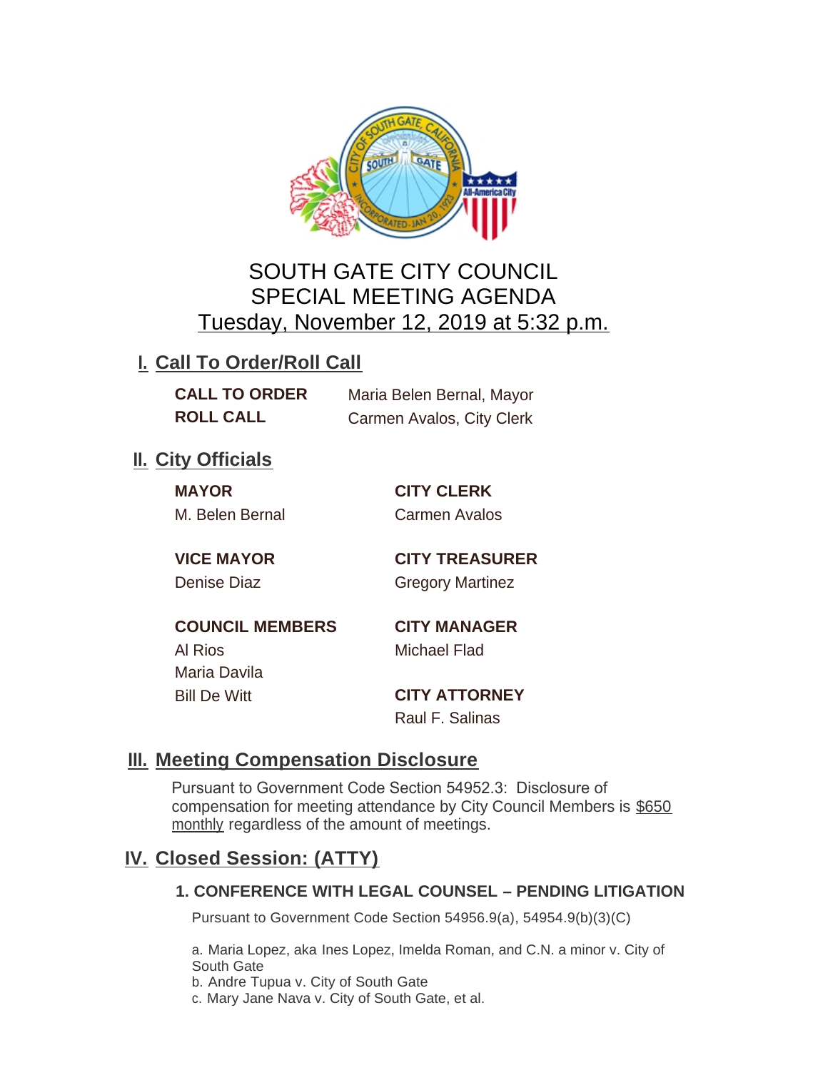# SOUTH GATE CITY COUNCIL
# SPECIAL MEETING AGENDA
## Tuesday, November 12, 2019 at 5:32 p.m.

## I. Call To Order/Roll Call

**CALL TO ORDER** Maria Belen Bernal, Mayor
**ROLL CALL** Carmen Avalos, City Clerk

## II. City Officials

**MAYOR**
M. Belen Bernal

**VICE MAYOR**
Denise Diaz

**COUNCIL MEMBERS**
Al Rios
Maria Davila
Bill De Witt

**CITY CLERK**
Carmen Avalos

**CITY TREASURER**
Gregory Martinez

**CITY MANAGER**
Michael Flad

**CITY ATTORNEY**
Raul F. Salinas

## III. Meeting Compensation Disclosure

Pursuant to Government Code Section 54952.3: Disclosure of compensation for meeting attendance by City Council Members is $650 monthly regardless of the amount of meetings.

## IV. Closed Session: (ATTY)

### 1. CONFERENCE WITH LEGAL COUNSEL – PENDING LITIGATION

Pursuant to Government Code Section 54956.9(a), 54954.9(b)(3)(C)

a. Maria Lopez, aka Ines Lopez, Imelda Roman, and C.N. a minor v. City of South Gate
b. Andre Tupua v. City of South Gate
c. Mary Jane Nava v. City of South Gate, et al.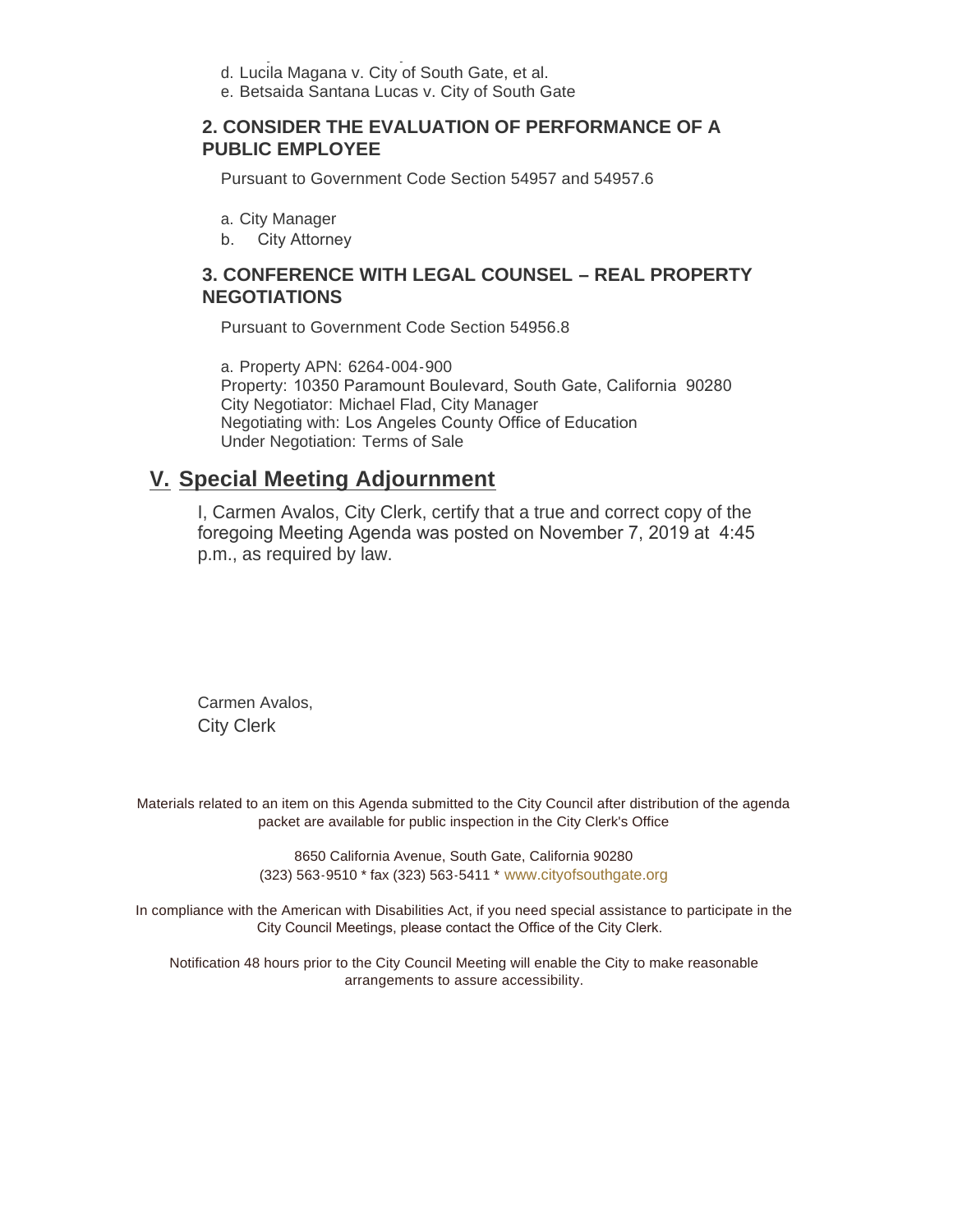d. Lucila Magana v. City of South Gate, et al.
e. Betsaida Santana Lucas v. City of South Gate

### 2. CONSIDER THE EVALUATION OF PERFORMANCE OF A PUBLIC EMPLOYEE

Pursuant to Government Code Section 54957 and 54957.6

a. City Manager
b. City Attorney

### 3. CONFERENCE WITH LEGAL COUNSEL – REAL PROPERTY NEGOTIATIONS

Pursuant to Government Code Section 54956.8

a. Property APN: 6264-004-900
Property: 10350 Paramount Boulevard, South Gate, California 90280
City Negotiator: Michael Flad, City Manager
Negotiating with: Los Angeles County Office of Education
Under Negotiation: Terms of Sale

## V. Special Meeting Adjournment

I, Carmen Avalos, City Clerk, certify that a true and correct copy of the foregoing Meeting Agenda was posted on November 7, 2019 at 4:45 p.m., as required by law.

Carmen Avalos,
City Clerk

Materials related to an item on this Agenda submitted to the City Council after distribution of the agenda packet are available for public inspection in the City Clerk's Office

8650 California Avenue, South Gate, California 90280
(323) 563-9510 * fax (323) 563-5411 * www.cityofsouthgate.org

In compliance with the American with Disabilities Act, if you need special assistance to participate in the City Council Meetings, please contact the Office of the City Clerk.

Notification 48 hours prior to the City Council Meeting will enable the City to make reasonable arrangements to assure accessibility.